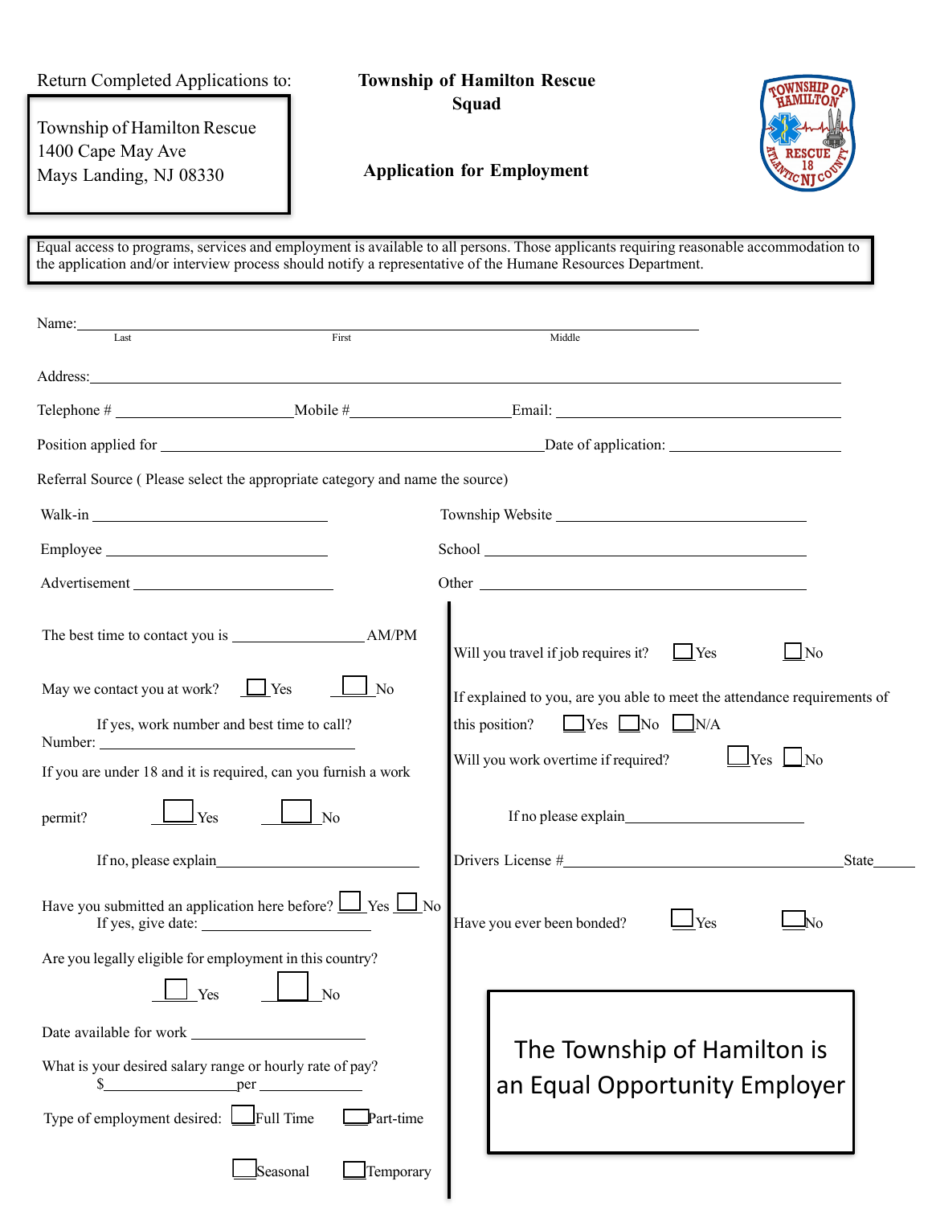Return Completed Applications to:

Township of Hamilton Rescue
1400 Cape May Ave
Mays Landing, NJ 08330

# Township of Hamilton Rescue Squad

## Application for Employment

Equal access to programs, services and employment is available to all persons. Those applicants requiring reasonable accommodation to the application and/or interview process should notify a representative of the Humane Resources Department.

Name: ________________________________________________________________
Last First Middle

Address: ________________________________________________________________

Telephone # ______________________ Mobile # ____________________ Email: ____________________________________

Position applied for ________________________________________________ Date of application: ____________________

Referral Source ( Please select the appropriate category and name the source)

Walk-in ____________________________ Township Website ______________________________

Employee ___________________________ School ____________________________________

Advertisement _______________________ Other _____________________________________

The best time to contact you is ________________ AM/PM

May we contact you at work? ☐ Yes ☐ No

If yes, work number and best time to call?
Number: _________________________________

If you are under 18 and it is required, can you furnish a work permit? ☐ Yes ☐ No

If no, please explain___________________________

Have you submitted an application here before? ☐ Yes ☐ No
If yes, give date: ____________________

Are you legally eligible for employment in this country?

☐ Yes ☐ No

Date available for work ____________________

What is your desired salary range or hourly rate of pay?
$________________per ____________

Type of employment desired: ☐ Full Time ☐ Part-time

☐ Seasonal ☐ Temporary

Will you travel if job requires it? ☐ Yes ☐ No

If explained to you, are you able to meet the attendance requirements of this position? ☐ Yes ☐ No ☐ N/A

Will you work overtime if required? ☐ Yes ☐ No

If no please explain________________________

Drivers License #__________________________________ State_____

Have you ever been bonded? ☐ Yes ☐ No

The Township of Hamilton is an Equal Opportunity Employer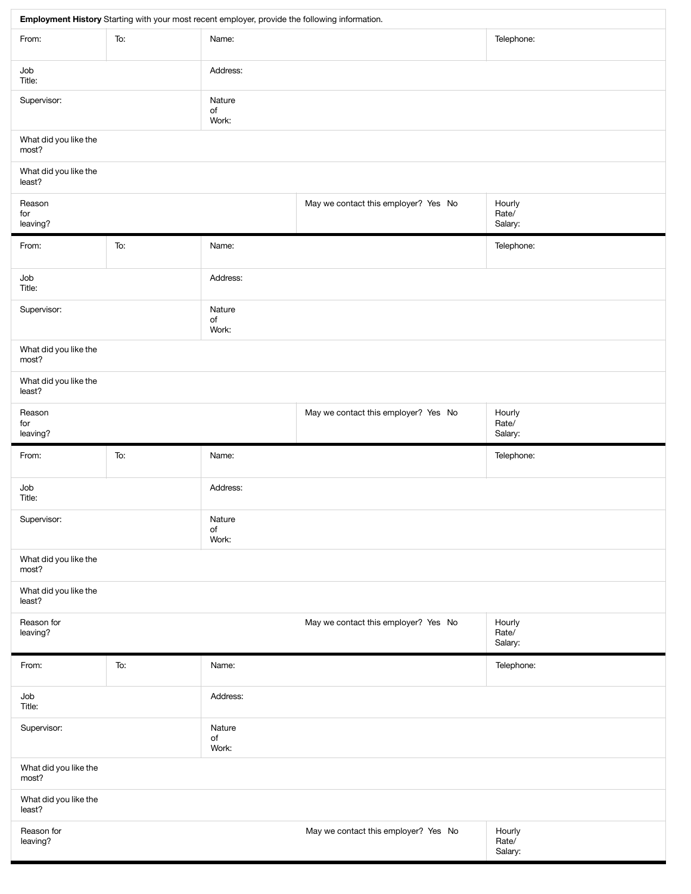**Employment History** Starting with your most recent employer, provide the following information.

| From: | To: | Name: | | Telephone: |
|---|---|---|---|---|
| Job Title: | | Address: | | |
| Supervisor: | | Nature of Work: | | |
| What did you like the most? | | | | |
| What did you like the least? | | | | |
| Reason for leaving? | | | May we contact this employer? Yes No | Hourly Rate/ Salary: |

| From: | To: | Name: | | Telephone: |
|---|---|---|---|---|
| Job Title: | | Address: | | |
| Supervisor: | | Nature of Work: | | |
| What did you like the most? | | | | |
| What did you like the least? | | | | |
| Reason for leaving? | | | May we contact this employer? Yes No | Hourly Rate/ Salary: |

| From: | To: | Name: | | Telephone: |
|---|---|---|---|---|
| Job Title: | | Address: | | |
| Supervisor: | | Nature of Work: | | |
| What did you like the most? | | | | |
| What did you like the least? | | | | |
| Reason for leaving? | | | May we contact this employer? Yes No | Hourly Rate/ Salary: |

| From: | To: | Name: | | Telephone: |
|---|---|---|---|---|
| Job Title: | | Address: | | |
| Supervisor: | | Nature of Work: | | |
| What did you like the most? | | | | |
| What did you like the least? | | | | |
| Reason for leaving? | | | May we contact this employer? Yes No | Hourly Rate/ Salary: |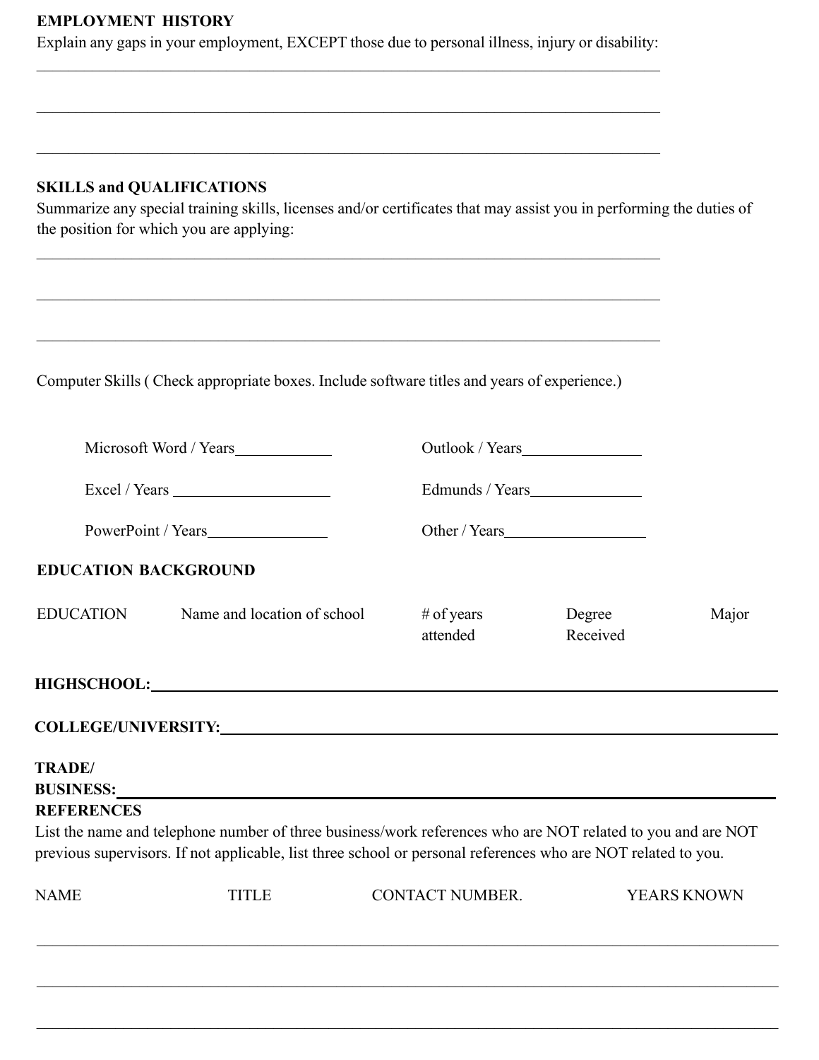## EMPLOYMENT HISTORY

Explain any gaps in your employment, EXCEPT those due to personal illness, injury or disability:

______________________________________________________________________________

______________________________________________________________________________

______________________________________________________________________________

## SKILLS and QUALIFICATIONS

Summarize any special training skills, licenses and/or certificates that may assist you in performing the duties of the position for which you are applying:

______________________________________________________________________________

______________________________________________________________________________

______________________________________________________________________________

Computer Skills ( Check appropriate boxes. Include software titles and years of experience.)

| | |
|---|---|
| Microsoft Word / Years____________ | Outlook / Years_______________ |
| Excel / Years ____________________ | Edmunds / Years______________ |
| PowerPoint / Years_______________ | Other / Years_________________ |

## EDUCATION BACKGROUND

| EDUCATION | Name and location of school | # of years attended | Degree Received | Major |
|---|---|---|---|---|
| HIGHSCHOOL: | | | | |
| COLLEGE/UNIVERSITY: | | | | |
| TRADE/ BUSINESS: | | | | |

## REFERENCES

List the name and telephone number of three business/work references who are NOT related to you and are NOT previous supervisors. If not applicable, list three school or personal references who are NOT related to you.

| NAME | TITLE | CONTACT NUMBER. | YEARS KNOWN |
|---|---|---|---|
| | | | |
| | | | |
| | | | |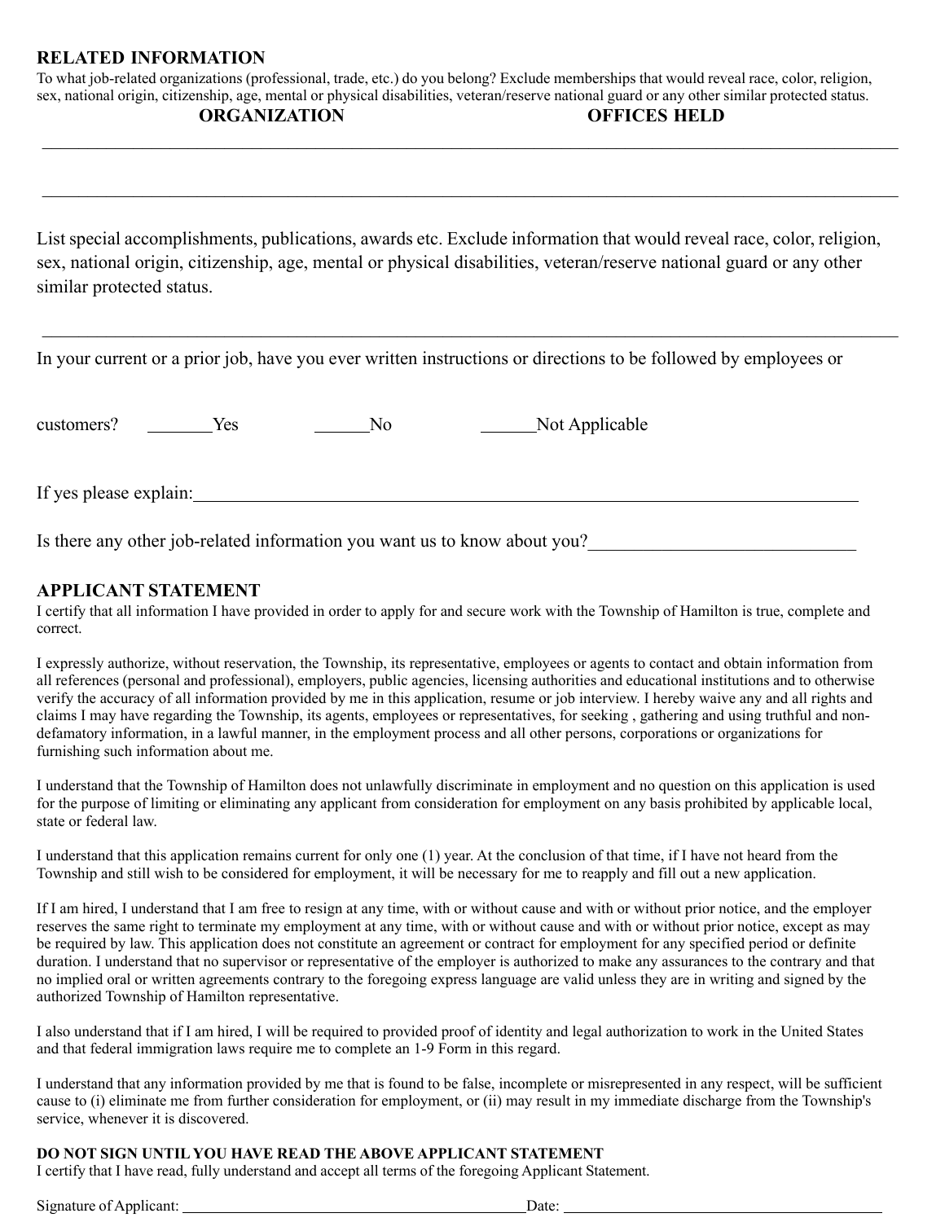## RELATED INFORMATION

To what job-related organizations (professional, trade, etc.) do you belong? Exclude memberships that would reveal race, color, religion, sex, national origin, citizenship, age, mental or physical disabilities, veteran/reserve national guard or any other similar protected status.

| ORGANIZATION | OFFICES HELD |
| --- | --- |
| | |
| | |

List special accomplishments, publications, awards etc. Exclude information that would reveal race, color, religion, sex, national origin, citizenship, age, mental or physical disabilities, veteran/reserve national guard or any other similar protected status.

______________________________________________________________________

In your current or a prior job, have you ever written instructions or directions to be followed by employees or customers? ________Yes ______No ______Not Applicable

If yes please explain:____________________________________________

Is there any other job-related information you want us to know about you?______________________________

## APPLICANT STATEMENT

I certify that all information I have provided in order to apply for and secure work with the Township of Hamilton is true, complete and correct.

I expressly authorize, without reservation, the Township, its representative, employees or agents to contact and obtain information from all references (personal and professional), employers, public agencies, licensing authorities and educational institutions and to otherwise verify the accuracy of all information provided by me in this application, resume or job interview. I hereby waive any and all rights and claims I may have regarding the Township, its agents, employees or representatives, for seeking , gathering and using truthful and non-defamatory information, in a lawful manner, in the employment process and all other persons, corporations or organizations for furnishing such information about me.

I understand that the Township of Hamilton does not unlawfully discriminate in employment and no question on this application is used for the purpose of limiting or eliminating any applicant from consideration for employment on any basis prohibited by applicable local, state or federal law.

I understand that this application remains current for only one (1) year. At the conclusion of that time, if I have not heard from the Township and still wish to be considered for employment, it will be necessary for me to reapply and fill out a new application.

If I am hired, I understand that I am free to resign at any time, with or without cause and with or without prior notice, and the employer reserves the same right to terminate my employment at any time, with or without cause and with or without prior notice, except as may be required by law. This application does not constitute an agreement or contract for employment for any specified period or definite duration. I understand that no supervisor or representative of the employer is authorized to make any assurances to the contrary and that no implied oral or written agreements contrary to the foregoing express language are valid unless they are in writing and signed by the authorized Township of Hamilton representative.

I also understand that if I am hired, I will be required to provided proof of identity and legal authorization to work in the United States and that federal immigration laws require me to complete an 1-9 Form in this regard.

I understand that any information provided by me that is found to be false, incomplete or misrepresented in any respect, will be sufficient cause to (i) eliminate me from further consideration for employment, or (ii) may result in my immediate discharge from the Township's service, whenever it is discovered.

**DO NOT SIGN UNTIL YOU HAVE READ THE ABOVE APPLICANT STATEMENT**

I certify that I have read, fully understand and accept all terms of the foregoing Applicant Statement.

Signature of Applicant: ________________________________ Date: ________________________________